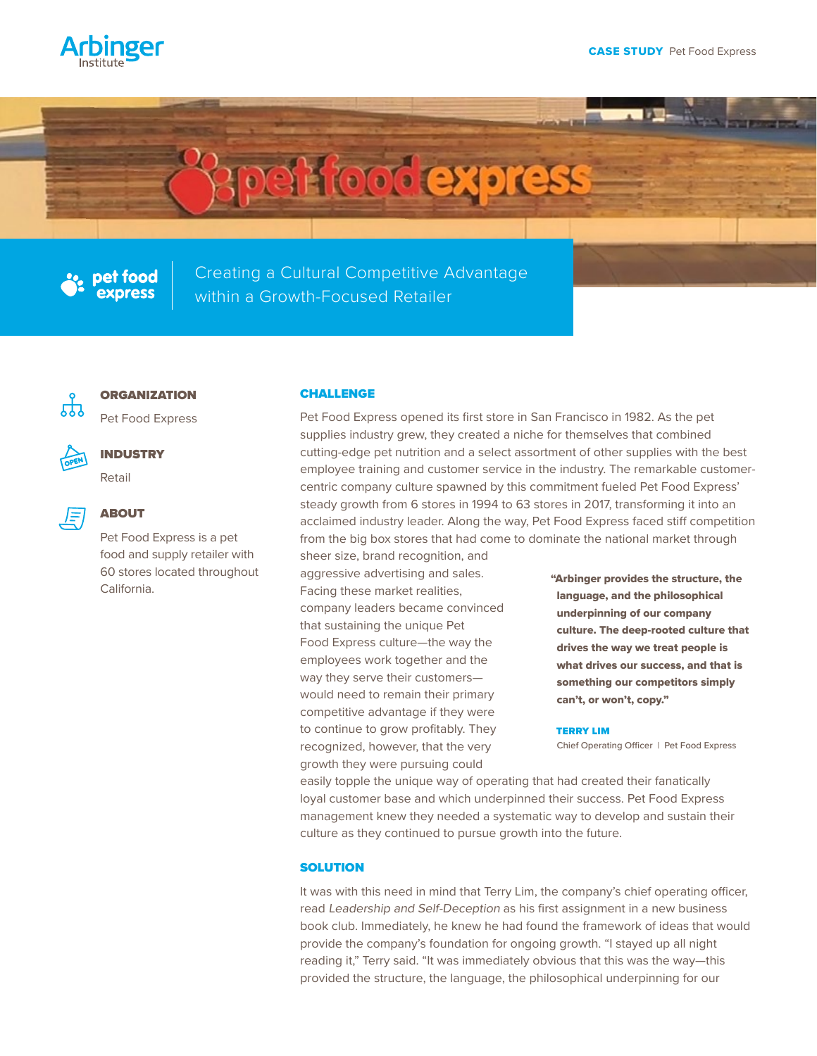Arbinger Institute

**CASE STUDY** Pet Food Express

# Creating a Cultural Competitive Advantage within a Growth-Focused Retailer

### ORGANIZATION

Pet Food Express

### INDUSTRY

Retail

### ABOUT

Pet Food Express is a pet food and supply retailer with 60 stores located throughout California.

## CHALLENGE

Pet Food Express opened its first store in San Francisco in 1982. As the pet supplies industry grew, they created a niche for themselves that combined cutting-edge pet nutrition and a select assortment of other supplies with the best employee training and customer service in the industry. The remarkable customer-centric company culture spawned by this commitment fueled Pet Food Express' steady growth from 6 stores in 1994 to 63 stores in 2017, transforming it into an acclaimed industry leader. Along the way, Pet Food Express faced stiff competition from the big box stores that had come to dominate the national market through sheer size, brand recognition, and aggressive advertising and sales. Facing these market realities, company leaders became convinced that sustaining the unique Pet Food Express culture—the way the employees work together and the way they serve their customers—would need to remain their primary competitive advantage if they were to continue to grow profitably. They recognized, however, that the very growth they were pursuing could easily topple the unique way of operating that had created their fanatically loyal customer base and which underpinned their success. Pet Food Express management knew they needed a systematic way to develop and sustain their culture as they continued to pursue growth into the future.

> **"Arbinger provides the structure, the language, and the philosophical underpinning of our company culture. The deep-rooted culture that drives the way we treat people is what drives our success, and that is something our competitors simply can't, or won't, copy."**
>
> **TERRY LIM**
> Chief Operating Officer | Pet Food Express

## SOLUTION

It was with this need in mind that Terry Lim, the company's chief operating officer, read *Leadership and Self-Deception* as his first assignment in a new business book club. Immediately, he knew he had found the framework of ideas that would provide the company's foundation for ongoing growth. "I stayed up all night reading it," Terry said. "It was immediately obvious that this was the way—this provided the structure, the language, the philosophical underpinning for our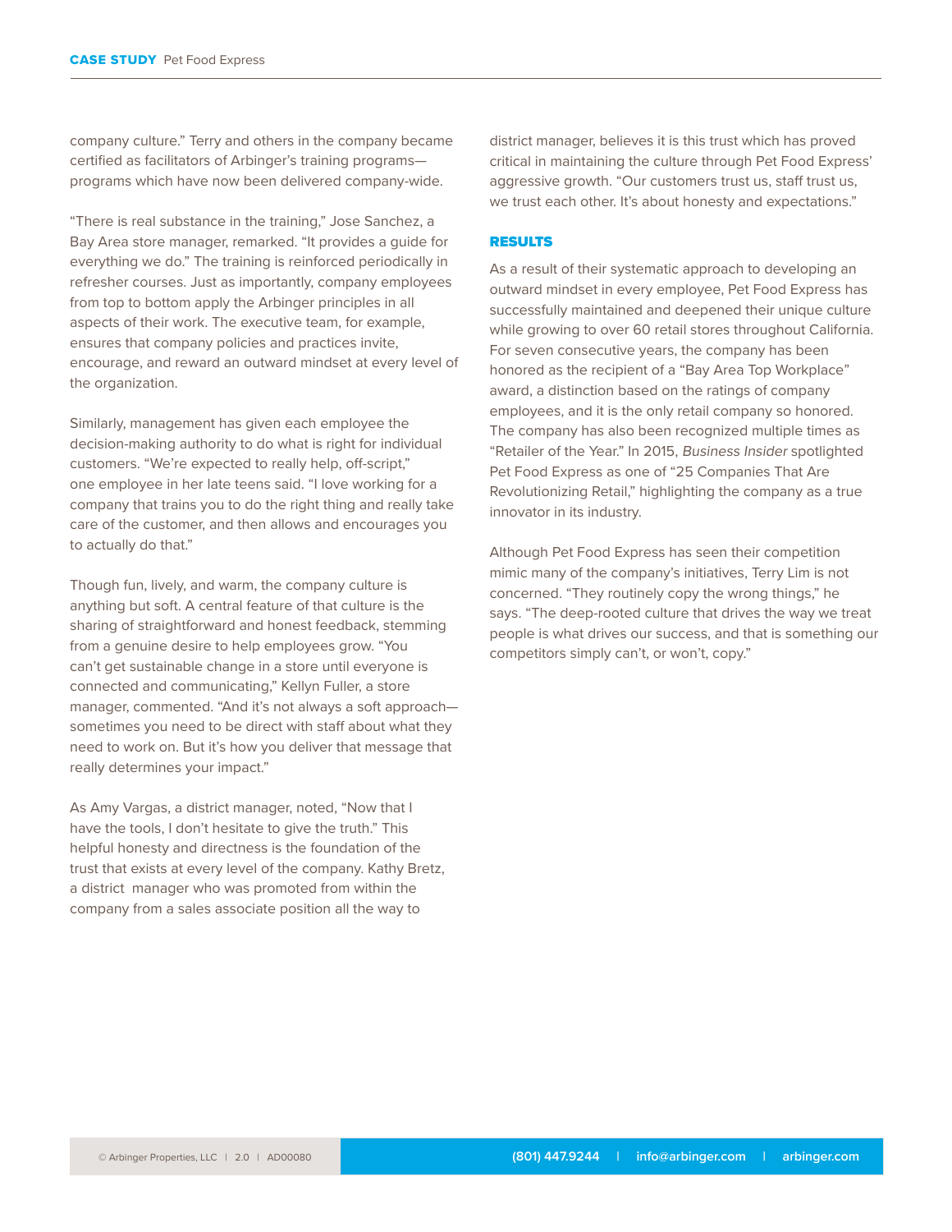company culture." Terry and others in the company became certified as facilitators of Arbinger's training programs—programs which have now been delivered company-wide.

"There is real substance in the training," Jose Sanchez, a Bay Area store manager, remarked. "It provides a guide for everything we do." The training is reinforced periodically in refresher courses. Just as importantly, company employees from top to bottom apply the Arbinger principles in all aspects of their work. The executive team, for example, ensures that company policies and practices invite, encourage, and reward an outward mindset at every level of the organization.

Similarly, management has given each employee the decision-making authority to do what is right for individual customers. "We're expected to really help, off-script," one employee in her late teens said. "I love working for a company that trains you to do the right thing and really take care of the customer, and then allows and encourages you to actually do that."

Though fun, lively, and warm, the company culture is anything but soft. A central feature of that culture is the sharing of straightforward and honest feedback, stemming from a genuine desire to help employees grow. "You can't get sustainable change in a store until everyone is connected and communicating," Kellyn Fuller, a store manager, commented. "And it's not always a soft approach—sometimes you need to be direct with staff about what they need to work on. But it's how you deliver that message that really determines your impact."

As Amy Vargas, a district manager, noted, "Now that I have the tools, I don't hesitate to give the truth." This helpful honesty and directness is the foundation of the trust that exists at every level of the company. Kathy Bretz, a district manager who was promoted from within the company from a sales associate position all the way to district manager, believes it is this trust which has proved critical in maintaining the culture through Pet Food Express' aggressive growth. "Our customers trust us, staff trust us, we trust each other. It's about honesty and expectations."

## RESULTS

As a result of their systematic approach to developing an outward mindset in every employee, Pet Food Express has successfully maintained and deepened their unique culture while growing to over 60 retail stores throughout California. For seven consecutive years, the company has been honored as the recipient of a "Bay Area Top Workplace" award, a distinction based on the ratings of company employees, and it is the only retail company so honored. The company has also been recognized multiple times as "Retailer of the Year." In 2015, *Business Insider* spotlighted Pet Food Express as one of "25 Companies That Are Revolutionizing Retail," highlighting the company as a true innovator in its industry.

Although Pet Food Express has seen their competition mimic many of the company's initiatives, Terry Lim is not concerned. "They routinely copy the wrong things," he says. "The deep-rooted culture that drives the way we treat people is what drives our success, and that is something our competitors simply can't, or won't, copy."